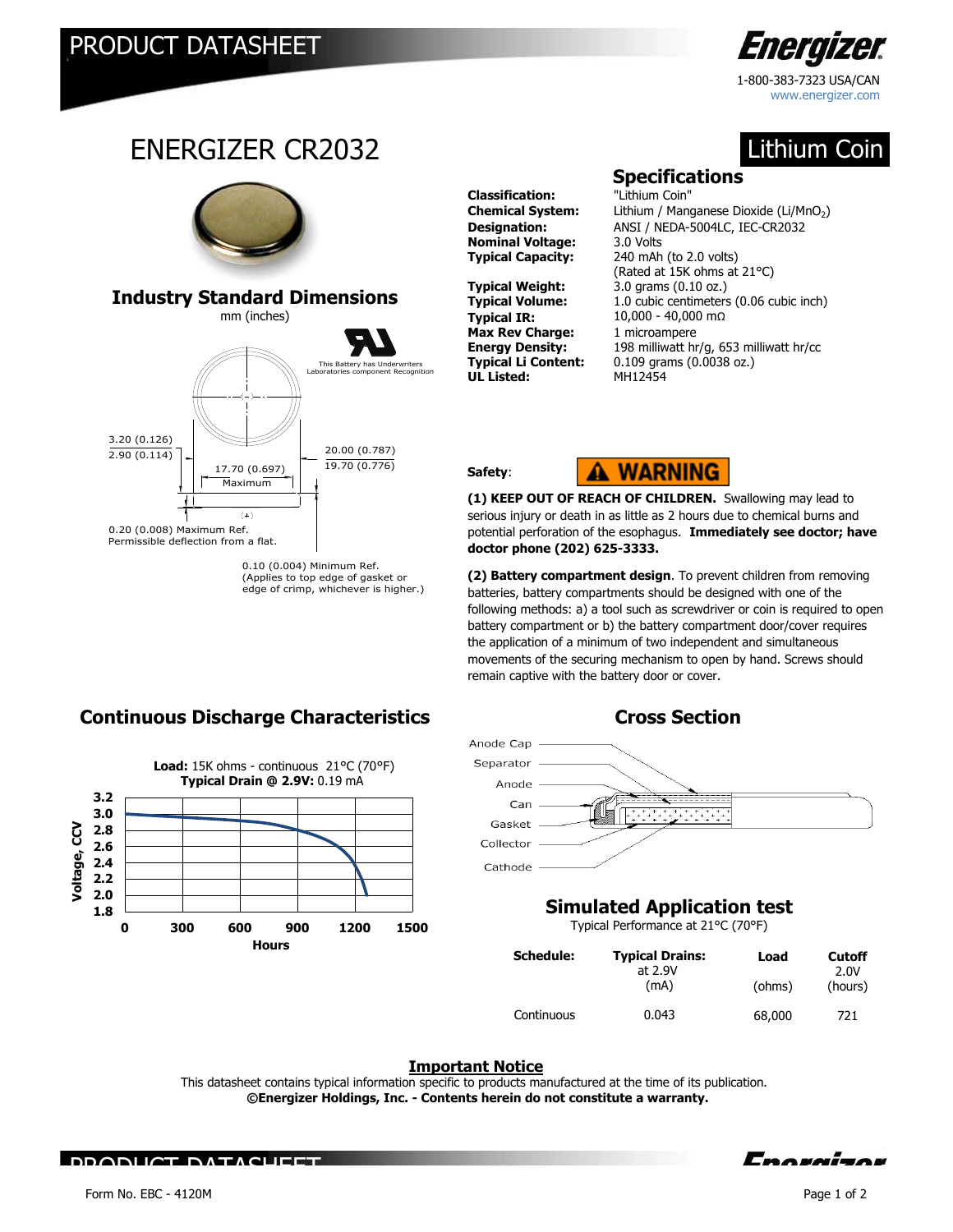# ENERGIZER CR2032

**Lithium Coin**

1-800-383-7323 USA/CAN
www.energizer.com

## Specifications

| | |
|---|---|
| **Classification:** | "Lithium Coin" |
| **Chemical System:** | Lithium / Manganese Dioxide ($Li/MnO_2$) |
| **Designation:** | ANSI / NEDA-5004LC, IEC-CR2032 |
| **Nominal Voltage:** | 3.0 Volts |
| **Typical Capacity:** | 240 mAh (to 2.0 volts) (Rated at 15K ohms at 21°C) |
| **Typical Weight:** | 3.0 grams (0.10 oz.) |
| **Typical Volume:** | 1.0 cubic centimeters (0.06 cubic inch) |
| **Typical IR:** | 10,000 - 40,000 mΩ |
| **Max Rev Charge:** | 1 microampere |
| **Energy Density:** | 198 milliwatt hr/g, 653 milliwatt hr/cc |
| **Typical Li Content:** | 0.109 grams (0.0038 oz.) |
| **UL Listed:** | MH12454 |

## Industry Standard Dimensions

mm (inches)

This Battery has Underwriters Laboratories component Recognition

- 3.20 (0.126) / 2.90 (0.114)
- 17.70 (0.697) Maximum
- 20.00 (0.787) / 19.70 (0.776)
- 0.20 (0.008) Maximum Ref. Permissible deflection from a flat.
- 0.10 (0.004) Minimum Ref. (Applies to top edge of gasket or edge of crimp, whichever is higher.)

**Safety**: **WARNING**

**(1) KEEP OUT OF REACH OF CHILDREN.** Swallowing may lead to serious injury or death in as little as 2 hours due to chemical burns and potential perforation of the esophagus. **Immediately see doctor; have doctor phone (202) 625-3333.**

**(2) Battery compartment design**. To prevent children from removing batteries, battery compartments should be designed with one of the following methods: a) a tool such as screwdriver or coin is required to open battery compartment or b) the battery compartment door/cover requires the application of a minimum of two independent and simultaneous movements of the securing mechanism to open by hand. Screws should remain captive with the battery door or cover.

## Continuous Discharge Characteristics

**Load:** 15K ohms - continuous 21°C (70°F)
**Typical Drain @ 2.9V:** 0.19 mA

Voltage, CCV (1.8–3.2) vs. Hours (0–1500)

## Cross Section

Anode Cap, Separator, Anode, Can, Gasket, Collector, Cathode

## Simulated Application test

Typical Performance at 21°C (70°F)

| Schedule: | Typical Drains: at 2.9V (mA) | Load (ohms) | Cutoff 2.0V (hours) |
|---|---|---|---|
| Continuous | 0.043 | 68,000 | 721 |

**Important Notice**

This datasheet contains typical information specific to products manufactured at the time of its publication.
**©Energizer Holdings, Inc. - Contents herein do not constitute a warranty.**

Form No. EBC - 4120M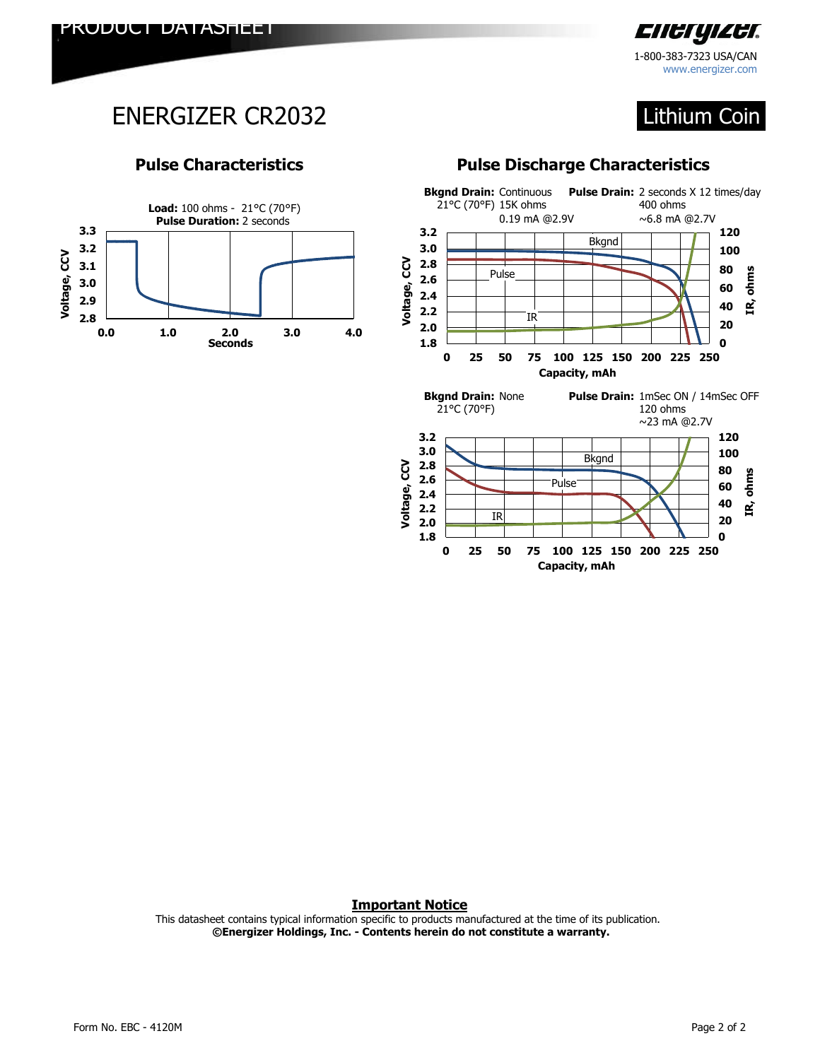# ENERGIZER CR2032

Lithium Coin

## Pulse Characteristics

**Load:** 100 ohms - 21°C (70°F)
**Pulse Duration:** 2 seconds

Voltage, CCV

3.3
3.2
3.1
3.0
2.9
2.8

0.0 1.0 2.0 3.0 4.0

Seconds

## Pulse Discharge Characteristics

**Bkgnd Drain:** Continuous
21°C (70°F) 15K ohms
0.19 mA @2.9V

**Pulse Drain:** 2 seconds X 12 times/day
400 ohms
~6.8 mA @2.7V

Voltage, CCV

3.2
3.0
2.8
2.6
2.4
2.2
2.0
1.8

IR, ohms

120
100
80
60
40
20
0

Bkgnd
Pulse
IR

0 25 50 75 100 125 150 200 225 250

Capacity, mAh

**Bkgnd Drain:** None
21°C (70°F)

**Pulse Drain:** 1mSec ON / 14mSec OFF
120 ohms
~23 mA @2.7V

Voltage, CCV

3.2
3.0
2.8
2.6
2.4
2.2
2.0
1.8

IR, ohms

120
100
80
60
40
20
0

Bkgnd
Pulse
IR

0 25 50 75 100 125 150 200 225 250

Capacity, mAh

**Important Notice**

This datasheet contains typical information specific to products manufactured at the time of its publication.
**©Energizer Holdings, Inc. - Contents herein do not constitute a warranty.**

Form No. EBC - 4120M